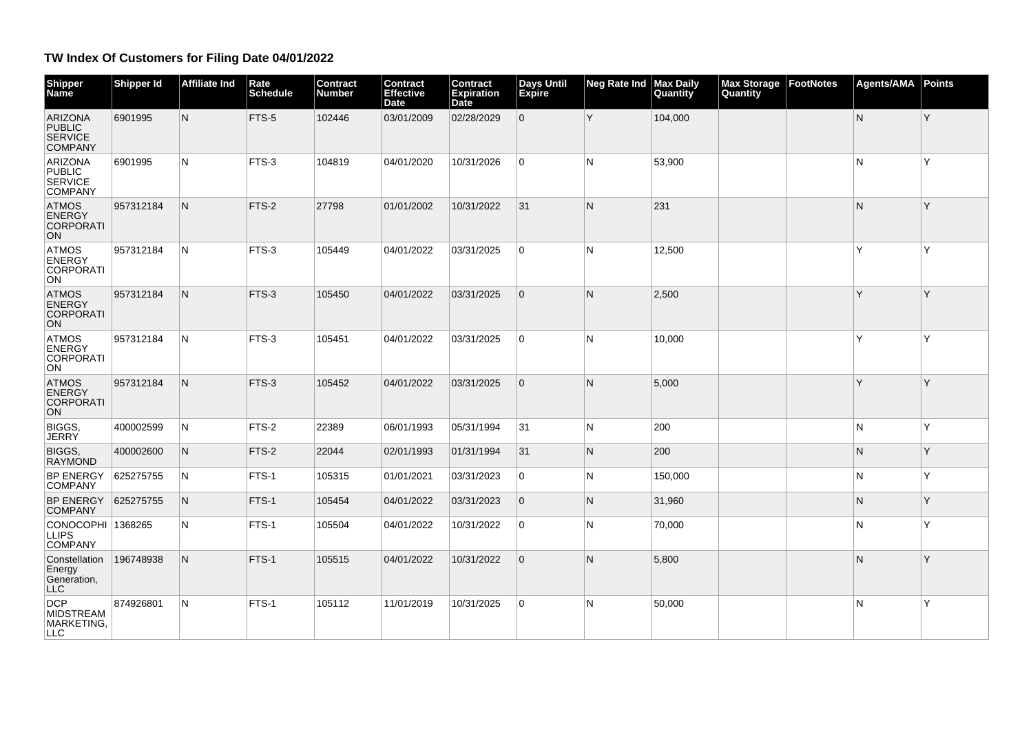# TW Index Of Customers for Filing Date 04/01/2022

| Shipper Name | Shipper Id | Affiliate Ind | Rate Schedule | Contract Number | Contract Effective Date | Contract Expiration Date | Days Until Expire | Neg Rate Ind | Max Daily Quantity | Max Storage Quantity | FootNotes | Agents/AMA | Points |
|---|---|---|---|---|---|---|---|---|---|---|---|---|---|
| ARIZONA PUBLIC SERVICE COMPANY | 6901995 | N | FTS-5 | 102446 | 03/01/2009 | 02/28/2029 | 0 | Y | 104,000 | | | N | Y |
| ARIZONA PUBLIC SERVICE COMPANY | 6901995 | N | FTS-3 | 104819 | 04/01/2020 | 10/31/2026 | 0 | N | 53,900 | | | N | Y |
| ATMOS ENERGY CORPORATION | 957312184 | N | FTS-2 | 27798 | 01/01/2002 | 10/31/2022 | 31 | N | 231 | | | N | Y |
| ATMOS ENERGY CORPORATION | 957312184 | N | FTS-3 | 105449 | 04/01/2022 | 03/31/2025 | 0 | N | 12,500 | | | Y | Y |
| ATMOS ENERGY CORPORATION | 957312184 | N | FTS-3 | 105450 | 04/01/2022 | 03/31/2025 | 0 | N | 2,500 | | | Y | Y |
| ATMOS ENERGY CORPORATION | 957312184 | N | FTS-3 | 105451 | 04/01/2022 | 03/31/2025 | 0 | N | 10,000 | | | Y | Y |
| ATMOS ENERGY CORPORATION | 957312184 | N | FTS-3 | 105452 | 04/01/2022 | 03/31/2025 | 0 | N | 5,000 | | | Y | Y |
| BIGGS, JERRY | 400002599 | N | FTS-2 | 22389 | 06/01/1993 | 05/31/1994 | 31 | N | 200 | | | N | Y |
| BIGGS, RAYMOND | 400002600 | N | FTS-2 | 22044 | 02/01/1993 | 01/31/1994 | 31 | N | 200 | | | N | Y |
| BP ENERGY COMPANY | 625275755 | N | FTS-1 | 105315 | 01/01/2021 | 03/31/2023 | 0 | N | 150,000 | | | N | Y |
| BP ENERGY COMPANY | 625275755 | N | FTS-1 | 105454 | 04/01/2022 | 03/31/2023 | 0 | N | 31,960 | | | N | Y |
| CONOCOPHILLIPS COMPANY | 1368265 | N | FTS-1 | 105504 | 04/01/2022 | 10/31/2022 | 0 | N | 70,000 | | | N | Y |
| Constellation Energy Generation, LLC | 196748938 | N | FTS-1 | 105515 | 04/01/2022 | 10/31/2022 | 0 | N | 5,800 | | | N | Y |
| DCP MIDSTREAM MARKETING, LLC | 874926801 | N | FTS-1 | 105112 | 11/01/2019 | 10/31/2025 | 0 | N | 50,000 | | | N | Y |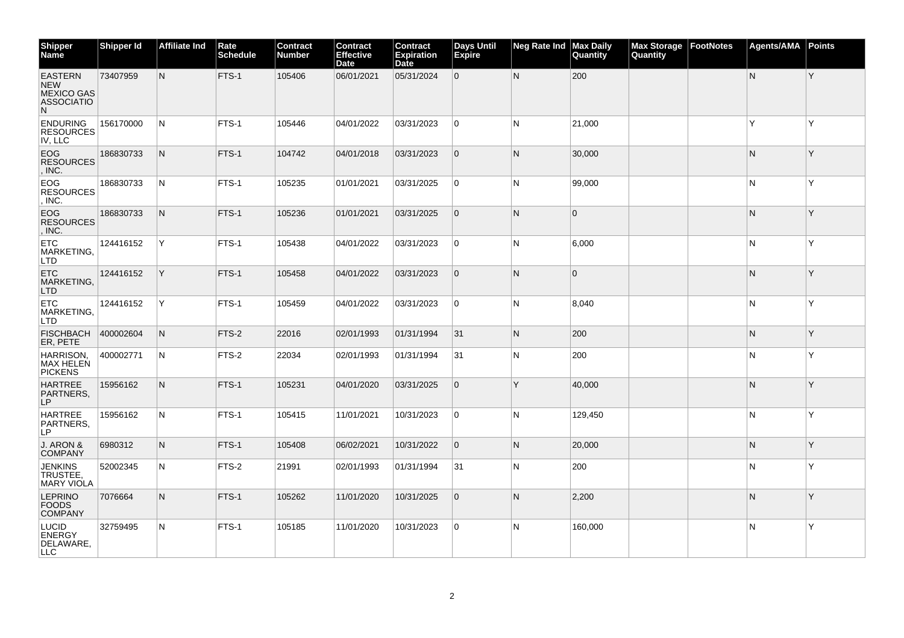| Shipper Name | Shipper Id | Affiliate Ind | Rate Schedule | Contract Number | Contract Effective Date | Contract Expiration Date | Days Until Expire | Neg Rate Ind | Max Daily Quantity | Max Storage Quantity | FootNotes | Agents/AMA | Points |
|---|---|---|---|---|---|---|---|---|---|---|---|---|---|
| EASTERN NEW MEXICO GAS ASSOCIATION | 73407959 | N | FTS-1 | 105406 | 06/01/2021 | 05/31/2024 | 0 | N | 200 | | | N | Y |
| ENDURING RESOURCES IV, LLC | 156170000 | N | FTS-1 | 105446 | 04/01/2022 | 03/31/2023 | 0 | N | 21,000 | | | Y | Y |
| EOG RESOURCES, INC. | 186830733 | N | FTS-1 | 104742 | 04/01/2018 | 03/31/2023 | 0 | N | 30,000 | | | N | Y |
| EOG RESOURCES, INC. | 186830733 | N | FTS-1 | 105235 | 01/01/2021 | 03/31/2025 | 0 | N | 99,000 | | | N | Y |
| EOG RESOURCES, INC. | 186830733 | N | FTS-1 | 105236 | 01/01/2021 | 03/31/2025 | 0 | N | 0 | | | N | Y |
| ETC MARKETING, LTD | 124416152 | Y | FTS-1 | 105438 | 04/01/2022 | 03/31/2023 | 0 | N | 6,000 | | | N | Y |
| ETC MARKETING, LTD | 124416152 | Y | FTS-1 | 105458 | 04/01/2022 | 03/31/2023 | 0 | N | 0 | | | N | Y |
| ETC MARKETING, LTD | 124416152 | Y | FTS-1 | 105459 | 04/01/2022 | 03/31/2023 | 0 | N | 8,040 | | | N | Y |
| FISCHBACHER, PETE | 400002604 | N | FTS-2 | 22016 | 02/01/1993 | 01/31/1994 | 31 | N | 200 | | | N | Y |
| HARRISON, MAX HELEN PICKENS | 400002771 | N | FTS-2 | 22034 | 02/01/1993 | 01/31/1994 | 31 | N | 200 | | | N | Y |
| HARTREE PARTNERS, LP | 15956162 | N | FTS-1 | 105231 | 04/01/2020 | 03/31/2025 | 0 | Y | 40,000 | | | N | Y |
| HARTREE PARTNERS, LP | 15956162 | N | FTS-1 | 105415 | 11/01/2021 | 10/31/2023 | 0 | N | 129,450 | | | N | Y |
| J. ARON & COMPANY | 6980312 | N | FTS-1 | 105408 | 06/02/2021 | 10/31/2022 | 0 | N | 20,000 | | | N | Y |
| JENKINS TRUSTEE, MARY VIOLA | 52002345 | N | FTS-2 | 21991 | 02/01/1993 | 01/31/1994 | 31 | N | 200 | | | N | Y |
| LEPRINO FOODS COMPANY | 7076664 | N | FTS-1 | 105262 | 11/01/2020 | 10/31/2025 | 0 | N | 2,200 | | | N | Y |
| LUCID ENERGY DELAWARE, LLC | 32759495 | N | FTS-1 | 105185 | 11/01/2020 | 10/31/2023 | 0 | N | 160,000 | | | N | Y |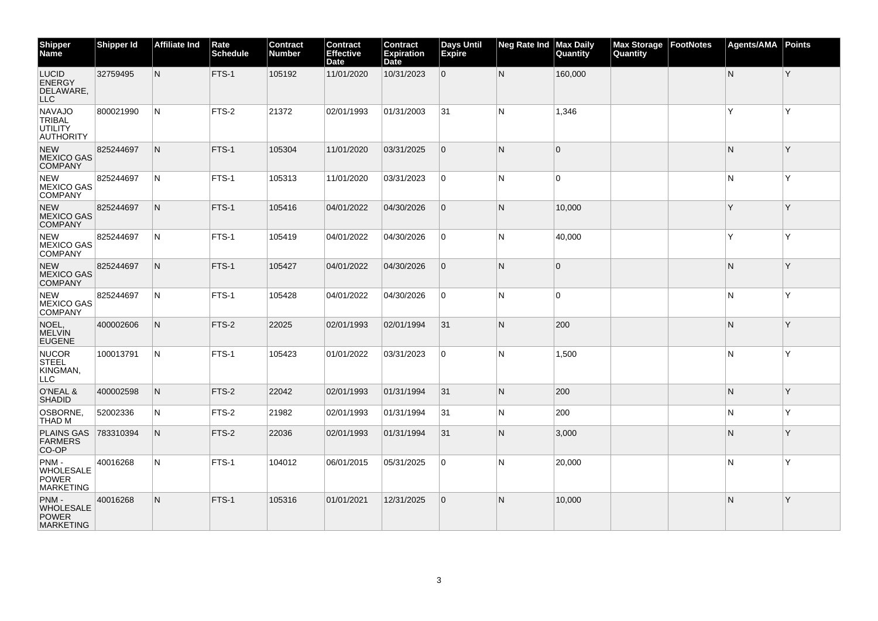| Shipper Name | Shipper Id | Affiliate Ind | Rate Schedule | Contract Number | Contract Effective Date | Contract Expiration Date | Days Until Expire | Neg Rate Ind | Max Daily Quantity | Max Storage Quantity | FootNotes | Agents/AMA | Points |
|---|---|---|---|---|---|---|---|---|---|---|---|---|---|
| LUCID ENERGY DELAWARE, LLC | 32759495 | N | FTS-1 | 105192 | 11/01/2020 | 10/31/2023 | 0 | N | 160,000 | | | N | Y |
| NAVAJO TRIBAL UTILITY AUTHORITY | 800021990 | N | FTS-2 | 21372 | 02/01/1993 | 01/31/2003 | 31 | N | 1,346 | | | Y | Y |
| NEW MEXICO GAS COMPANY | 825244697 | N | FTS-1 | 105304 | 11/01/2020 | 03/31/2025 | 0 | N | 0 | | | N | Y |
| NEW MEXICO GAS COMPANY | 825244697 | N | FTS-1 | 105313 | 11/01/2020 | 03/31/2023 | 0 | N | 0 | | | N | Y |
| NEW MEXICO GAS COMPANY | 825244697 | N | FTS-1 | 105416 | 04/01/2022 | 04/30/2026 | 0 | N | 10,000 | | | Y | Y |
| NEW MEXICO GAS COMPANY | 825244697 | N | FTS-1 | 105419 | 04/01/2022 | 04/30/2026 | 0 | N | 40,000 | | | Y | Y |
| NEW MEXICO GAS COMPANY | 825244697 | N | FTS-1 | 105427 | 04/01/2022 | 04/30/2026 | 0 | N | 0 | | | N | Y |
| NEW MEXICO GAS COMPANY | 825244697 | N | FTS-1 | 105428 | 04/01/2022 | 04/30/2026 | 0 | N | 0 | | | N | Y |
| NOEL, MELVIN EUGENE | 400002606 | N | FTS-2 | 22025 | 02/01/1993 | 02/01/1994 | 31 | N | 200 | | | N | Y |
| NUCOR STEEL KINGMAN, LLC | 100013791 | N | FTS-1 | 105423 | 01/01/2022 | 03/31/2023 | 0 | N | 1,500 | | | N | Y |
| O'NEAL & SHADID | 400002598 | N | FTS-2 | 22042 | 02/01/1993 | 01/31/1994 | 31 | N | 200 | | | N | Y |
| OSBORNE, THAD M | 52002336 | N | FTS-2 | 21982 | 02/01/1993 | 01/31/1994 | 31 | N | 200 | | | N | Y |
| PLAINS GAS FARMERS CO-OP | 783310394 | N | FTS-2 | 22036 | 02/01/1993 | 01/31/1994 | 31 | N | 3,000 | | | N | Y |
| PNM - WHOLESALE POWER MARKETING | 40016268 | N | FTS-1 | 104012 | 06/01/2015 | 05/31/2025 | 0 | N | 20,000 | | | N | Y |
| PNM - WHOLESALE POWER MARKETING | 40016268 | N | FTS-1 | 105316 | 01/01/2021 | 12/31/2025 | 0 | N | 10,000 | | | N | Y |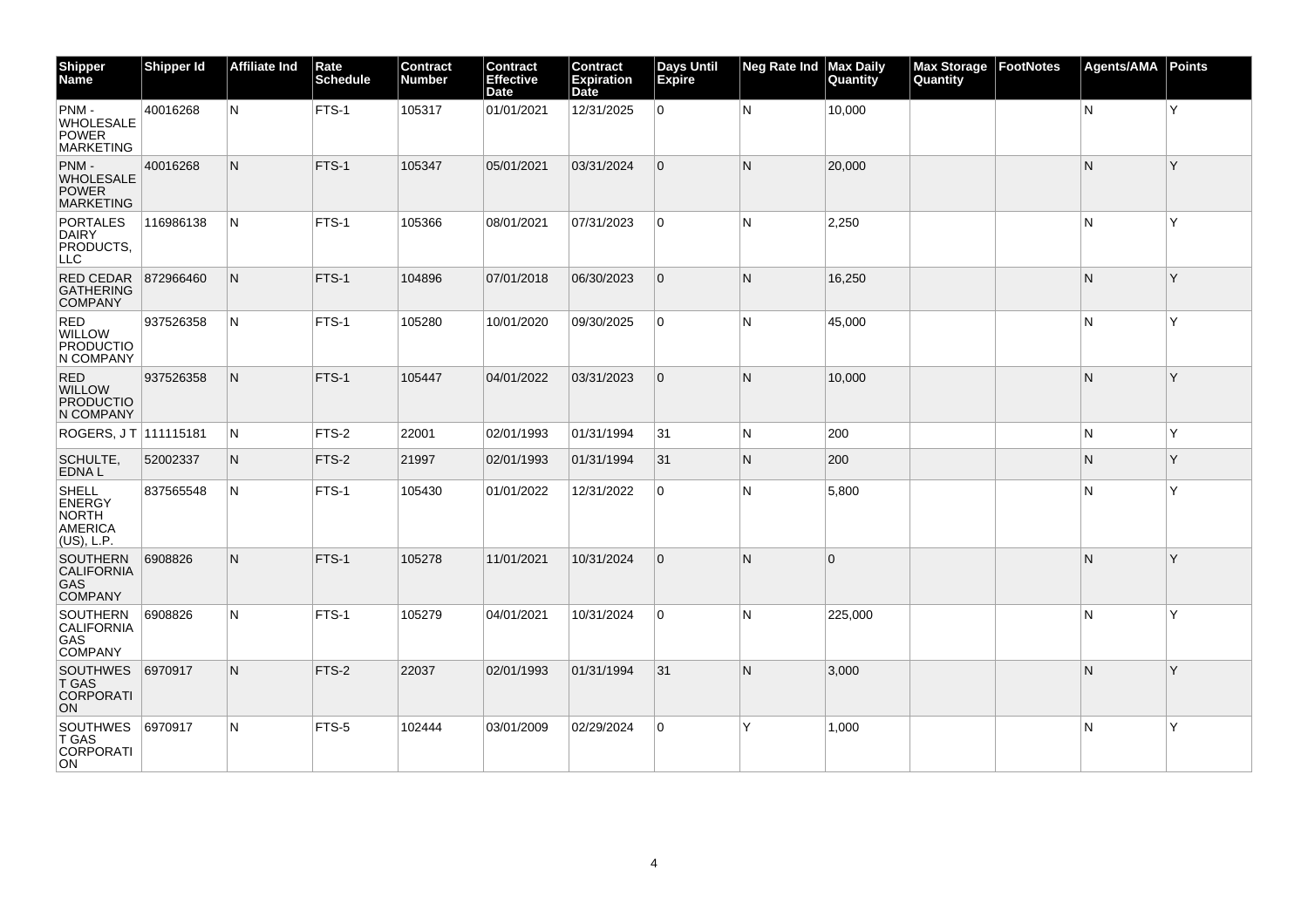| Shipper Name | Shipper Id | Affiliate Ind | Rate Schedule | Contract Number | Contract Effective Date | Contract Expiration Date | Days Until Expire | Neg Rate Ind | Max Daily Quantity | Max Storage Quantity | FootNotes | Agents/AMA | Points |
|---|---|---|---|---|---|---|---|---|---|---|---|---|---|
| PNM - WHOLESALE POWER MARKETING | 40016268 | N | FTS-1 | 105317 | 01/01/2021 | 12/31/2025 | 0 | N | 10,000 | | | N | Y |
| PNM - WHOLESALE POWER MARKETING | 40016268 | N | FTS-1 | 105347 | 05/01/2021 | 03/31/2024 | 0 | N | 20,000 | | | N | Y |
| PORTALES DAIRY PRODUCTS, LLC | 116986138 | N | FTS-1 | 105366 | 08/01/2021 | 07/31/2023 | 0 | N | 2,250 | | | N | Y |
| RED CEDAR GATHERING COMPANY | 872966460 | N | FTS-1 | 104896 | 07/01/2018 | 06/30/2023 | 0 | N | 16,250 | | | N | Y |
| RED WILLOW PRODUCTION COMPANY | 937526358 | N | FTS-1 | 105280 | 10/01/2020 | 09/30/2025 | 0 | N | 45,000 | | | N | Y |
| RED WILLOW PRODUCTION COMPANY | 937526358 | N | FTS-1 | 105447 | 04/01/2022 | 03/31/2023 | 0 | N | 10,000 | | | N | Y |
| ROGERS, J T | 111115181 | N | FTS-2 | 22001 | 02/01/1993 | 01/31/1994 | 31 | N | 200 | | | N | Y |
| SCHULTE, EDNA L | 52002337 | N | FTS-2 | 21997 | 02/01/1993 | 01/31/1994 | 31 | N | 200 | | | N | Y |
| SHELL ENERGY NORTH AMERICA (US), L.P. | 837565548 | N | FTS-1 | 105430 | 01/01/2022 | 12/31/2022 | 0 | N | 5,800 | | | N | Y |
| SOUTHERN CALIFORNIA GAS COMPANY | 6908826 | N | FTS-1 | 105278 | 11/01/2021 | 10/31/2024 | 0 | N | 0 | | | N | Y |
| SOUTHERN CALIFORNIA GAS COMPANY | 6908826 | N | FTS-1 | 105279 | 04/01/2021 | 10/31/2024 | 0 | N | 225,000 | | | N | Y |
| SOUTHWEST GAS CORPORATION | 6970917 | N | FTS-2 | 22037 | 02/01/1993 | 01/31/1994 | 31 | N | 3,000 | | | N | Y |
| SOUTHWEST GAS CORPORATION | 6970917 | N | FTS-5 | 102444 | 03/01/2009 | 02/29/2024 | 0 | Y | 1,000 | | | N | Y |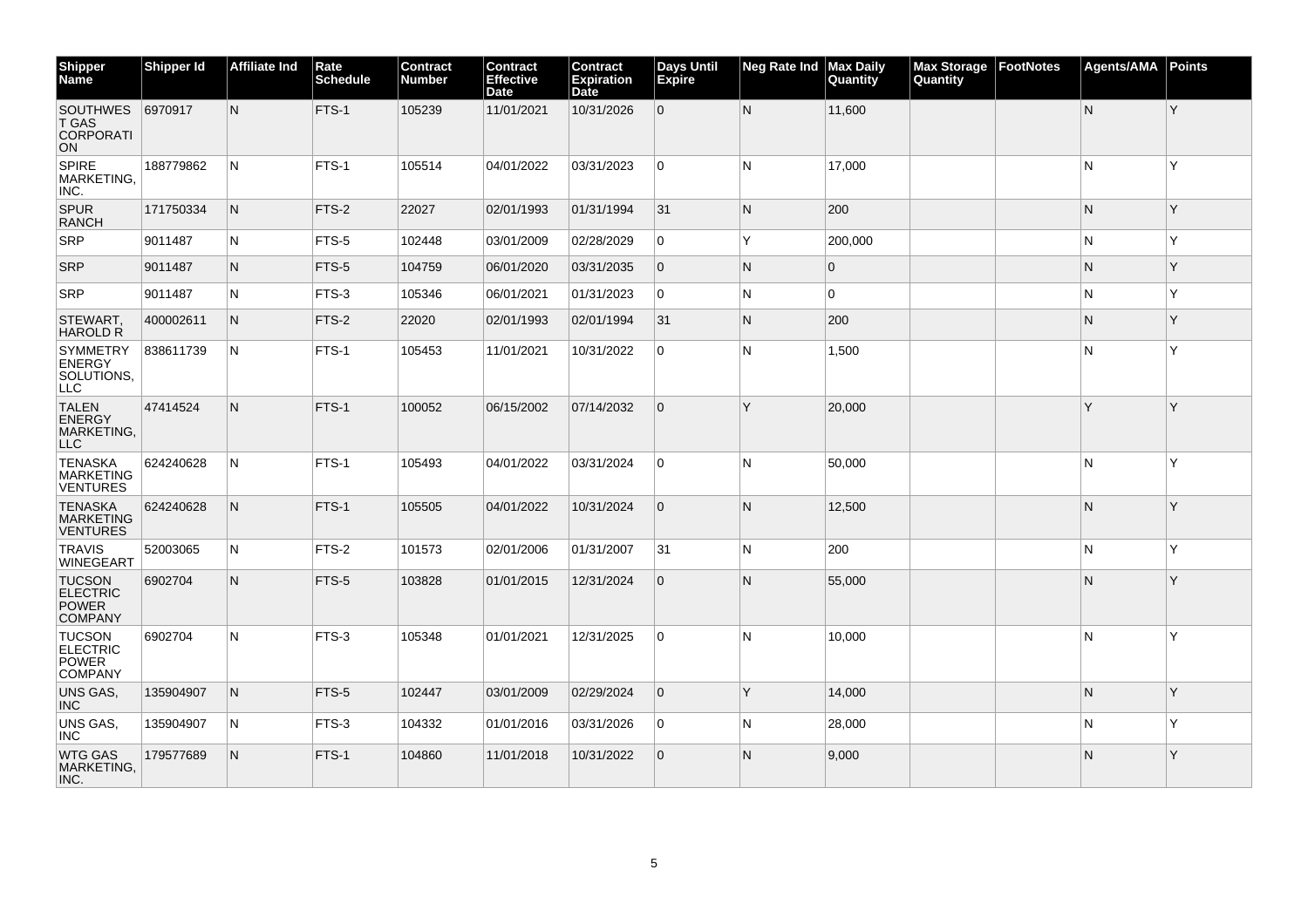| Shipper Name | Shipper Id | Affiliate Ind | Rate Schedule | Contract Number | Contract Effective Date | Contract Expiration Date | Days Until Expire | Neg Rate Ind | Max Daily Quantity | Max Storage Quantity | FootNotes | Agents/AMA | Points |
|---|---|---|---|---|---|---|---|---|---|---|---|---|---|
| SOUTHWEST GAS CORPORATION | 6970917 | N | FTS-1 | 105239 | 11/01/2021 | 10/31/2026 | 0 | N | 11,600 | | | N | Y |
| SPIRE MARKETING, INC. | 188779862 | N | FTS-1 | 105514 | 04/01/2022 | 03/31/2023 | 0 | N | 17,000 | | | N | Y |
| SPUR RANCH | 171750334 | N | FTS-2 | 22027 | 02/01/1993 | 01/31/1994 | 31 | N | 200 | | | N | Y |
| SRP | 9011487 | N | FTS-5 | 102448 | 03/01/2009 | 02/28/2029 | 0 | Y | 200,000 | | | N | Y |
| SRP | 9011487 | N | FTS-5 | 104759 | 06/01/2020 | 03/31/2035 | 0 | N | 0 | | | N | Y |
| SRP | 9011487 | N | FTS-3 | 105346 | 06/01/2021 | 01/31/2023 | 0 | N | 0 | | | N | Y |
| STEWART, HAROLD R | 400002611 | N | FTS-2 | 22020 | 02/01/1993 | 02/01/1994 | 31 | N | 200 | | | N | Y |
| SYMMETRY ENERGY SOLUTIONS, LLC | 838611739 | N | FTS-1 | 105453 | 11/01/2021 | 10/31/2022 | 0 | N | 1,500 | | | N | Y |
| TALEN ENERGY MARKETING, LLC | 47414524 | N | FTS-1 | 100052 | 06/15/2002 | 07/14/2032 | 0 | Y | 20,000 | | | Y | Y |
| TENASKA MARKETING VENTURES | 624240628 | N | FTS-1 | 105493 | 04/01/2022 | 03/31/2024 | 0 | N | 50,000 | | | N | Y |
| TENASKA MARKETING VENTURES | 624240628 | N | FTS-1 | 105505 | 04/01/2022 | 10/31/2024 | 0 | N | 12,500 | | | N | Y |
| TRAVIS WINEGEART | 52003065 | N | FTS-2 | 101573 | 02/01/2006 | 01/31/2007 | 31 | N | 200 | | | N | Y |
| TUCSON ELECTRIC POWER COMPANY | 6902704 | N | FTS-5 | 103828 | 01/01/2015 | 12/31/2024 | 0 | N | 55,000 | | | N | Y |
| TUCSON ELECTRIC POWER COMPANY | 6902704 | N | FTS-3 | 105348 | 01/01/2021 | 12/31/2025 | 0 | N | 10,000 | | | N | Y |
| UNS GAS, INC | 135904907 | N | FTS-5 | 102447 | 03/01/2009 | 02/29/2024 | 0 | Y | 14,000 | | | N | Y |
| UNS GAS, INC | 135904907 | N | FTS-3 | 104332 | 01/01/2016 | 03/31/2026 | 0 | N | 28,000 | | | N | Y |
| WTG GAS MARKETING, INC. | 179577689 | N | FTS-1 | 104860 | 11/01/2018 | 10/31/2022 | 0 | N | 9,000 | | | N | Y |